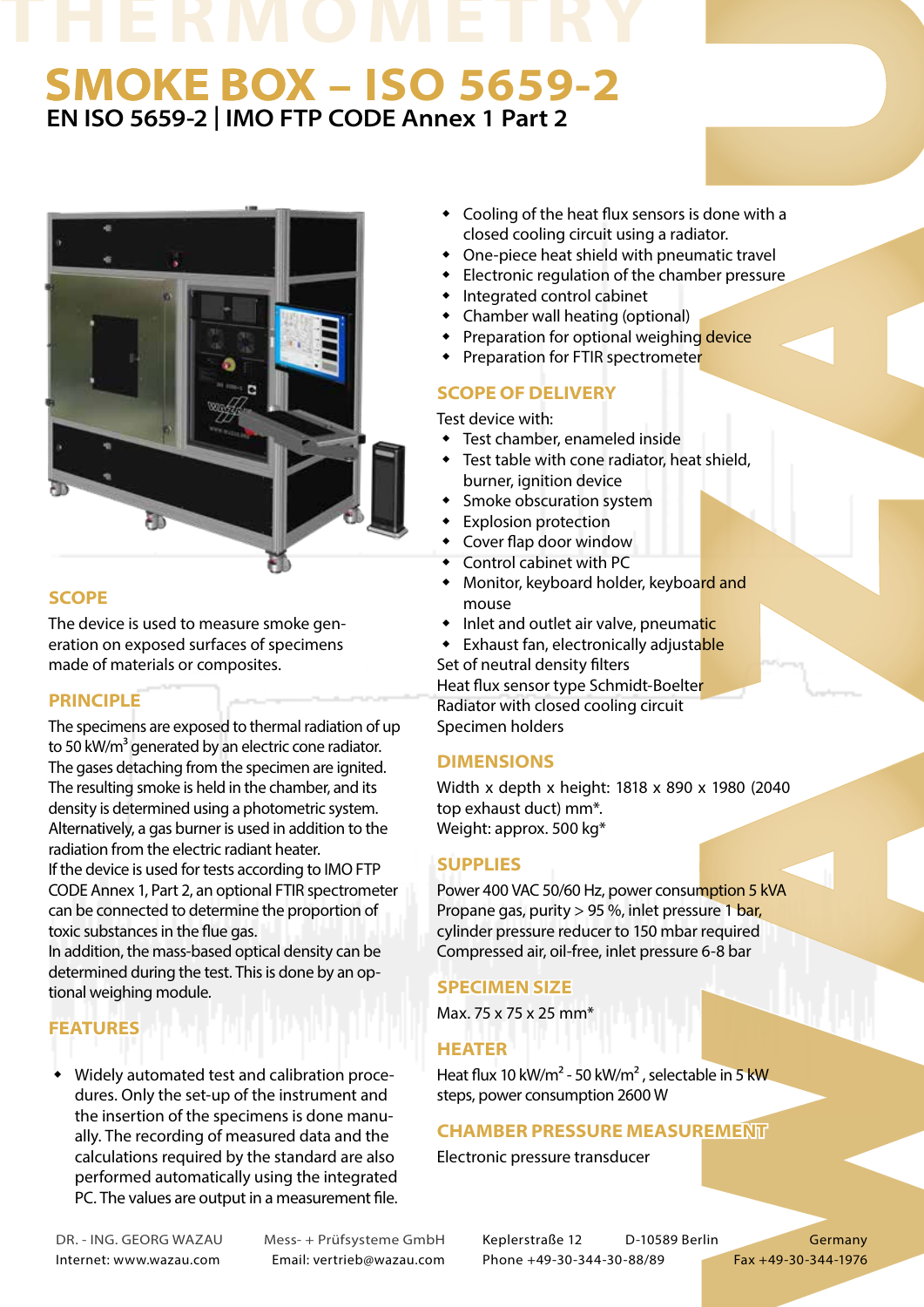# SMOKE BOX – ISO 5659-2

## EN ISO 5659-2 | IMO FTP CODE Annex 1 Part 2

### SCOPE

The device is used to measure smoke generation on exposed surfaces of specimens made of materials or composites.

### PRINCIPLE

The specimens are exposed to thermal radiation of up to 50 kW/m³ generated by an electric cone radiator. The gases detaching from the specimen are ignited. The resulting smoke is held in the chamber, and its density is determined using a photometric system. Alternatively, a gas burner is used in addition to the radiation from the electric radiant heater.
If the device is used for tests according to IMO FTP CODE Annex 1, Part 2, an optional FTIR spectrometer can be connected to determine the proportion of toxic substances in the flue gas.
In addition, the mass-based optical density can be determined during the test. This is done by an optional weighing module.

### FEATURES

- Widely automated test and calibration procedures. Only the set-up of the instrument and the insertion of the specimens is done manually. The recording of measured data and the calculations required by the standard are also performed automatically using the integrated PC. The values are output in a measurement file.
- Cooling of the heat flux sensors is done with a closed cooling circuit using a radiator.
- One-piece heat shield with pneumatic travel
- Electronic regulation of the chamber pressure
- Integrated control cabinet
- Chamber wall heating (optional)
- Preparation for optional weighing device
- Preparation for FTIR spectrometer

### SCOPE OF DELIVERY

Test device with:

- Test chamber, enameled inside
- Test table with cone radiator, heat shield, burner, ignition device
- Smoke obscuration system
- Explosion protection
- Cover flap door window
- Control cabinet with PC
- Monitor, keyboard holder, keyboard and mouse
- Inlet and outlet air valve, pneumatic
- Exhaust fan, electronically adjustable

Set of neutral density filters
Heat flux sensor type Schmidt-Boelter
Radiator with closed cooling circuit
Specimen holders

### DIMENSIONS

Width x depth x height: 1818 x 890 x 1980 (2040 top exhaust duct) mm*.
Weight: approx. 500 kg*

### SUPPLIES

Power 400 VAC 50/60 Hz, power consumption 5 kVA
Propane gas, purity > 95 %, inlet pressure 1 bar, cylinder pressure reducer to 150 mbar required
Compressed air, oil-free, inlet pressure 6-8 bar

### SPECIMEN SIZE

Max. 75 x 75 x 25 mm*

### HEATER

Heat flux 10 kW/m² - 50 kW/m², selectable in 5 kW steps, power consumption 2600 W

### CHAMBER PRESSURE MEASUREMENT

Electronic pressure transducer

DR. - ING. GEORG WAZAU Mess- + Prüfsysteme GmbH Keplerstraße 12 D-10589 Berlin Germany
Internet: www.wazau.com Email: vertrieb@wazau.com Phone +49-30-344-30-88/89 Fax +49-30-344-1976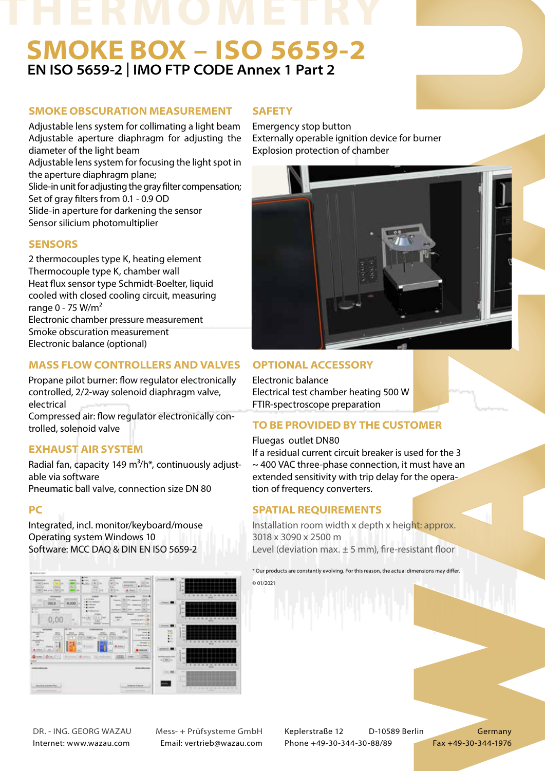# SMOKE BOX – ISO 5659-2

**EN ISO 5659-2 | IMO FTP CODE Annex 1 Part 2**

## SMOKE OBSCURATION MEASUREMENT

Adjustable lens system for collimating a light beam
Adjustable aperture diaphragm for adjusting the diameter of the light beam
Adjustable lens system for focusing the light spot in the aperture diaphragm plane;
Slide-in unit for adjusting the gray filter compensation;
Set of gray filters from 0.1 - 0.9 OD
Slide-in aperture for darkening the sensor
Sensor silicium photomultiplier

## SENSORS

2 thermocouples type K, heating element
Thermocouple type K, chamber wall
Heat flux sensor type Schmidt-Boelter, liquid cooled with closed cooling circuit, measuring range 0 - 75 W/m$^2$
Electronic chamber pressure measurement
Smoke obscuration measurement
Electronic balance (optional)

## MASS FLOW CONTROLLERS AND VALVES

Propane pilot burner: flow regulator electronically controlled, 2/2-way solenoid diaphragm valve, electrical
Compressed air: flow regulator electronically controlled, solenoid valve

## EXHAUST AIR SYSTEM

Radial fan, capacity 149 m$^3$/h*, continuously adjustable via software
Pneumatic ball valve, connection size DN 80

## PC

Integrated, incl. monitor/keyboard/mouse
Operating system Windows 10
Software: MCC DAQ & DIN EN ISO 5659-2

## SAFETY

Emergency stop button
Externally operable ignition device for burner
Explosion protection of chamber

## OPTIONAL ACCESSORY

Electronic balance
Electrical test chamber heating 500 W
FTIR-spectroscope preparation

## TO BE PROVIDED BY THE CUSTOMER

Fluegas outlet DN80
If a residual current circuit breaker is used for the 3 ~ 400 VAC three-phase connection, it must have an extended sensitivity with trip delay for the operation of frequency converters.

## SPATIAL REQUIREMENTS

Installation room width x depth x height: approx. 3018 x 3090 x 2500 m
Level (deviation max. ± 5 mm), fire-resistant floor

\* Our products are constantly evolving. For this reason, the actual dimensions may differ.

© 01/2021

DR. - ING. GEORG WAZAU | Mess- + Prüfsysteme GmbH | Keplerstraße 12 | D-10589 Berlin | Germany
Internet: www.wazau.com | Email: vertrieb@wazau.com | Phone +49-30-344-30-88/89 | Fax +49-30-344-1976